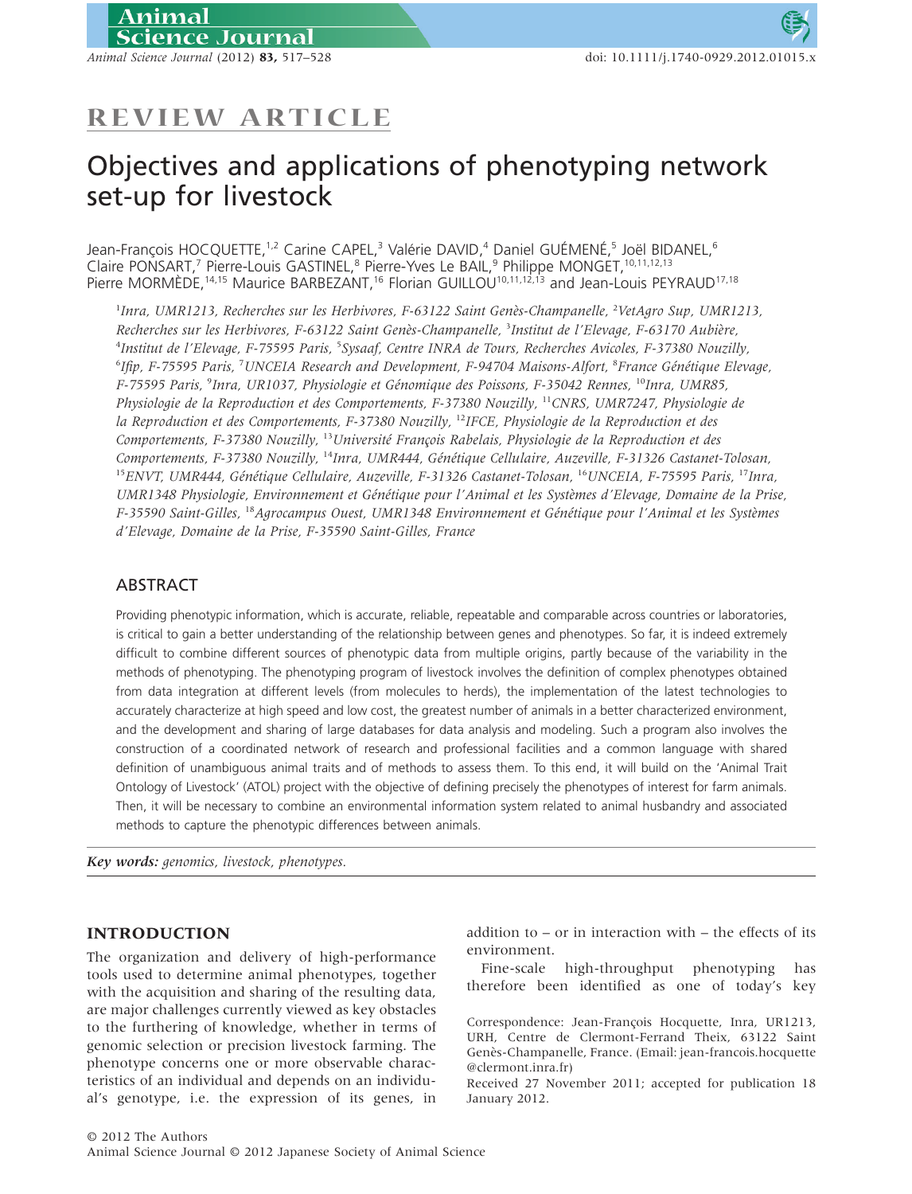REVIEW ARTICLE

# Objectives and applications of phenotyping network set-up for livestock

Jean-François HOCQUETTE,[1,2] Carine CAPEL,[3] Valérie DAVID,[4] Daniel GUÉMENÉ,[5] Joël BIDANEL,[6] Claire PONSART,[7] Pierre-Louis GASTINEL,[8] Pierre-Yves Le BAIL,[9] Philippe MONGET,[10,11,12,13] Pierre MORMÈDE,[14,15] Maurice BARBEZANT,[16] Florian GUILLOU[10,11,12,13] and Jean-Louis PEYRAUD[17,18]

[1]*Inra, UMR1213, Recherches sur les Herbivores, F-63122 Saint Genès-Champanelle,* [2]*VetAgro Sup, UMR1213, Recherches sur les Herbivores, F-63122 Saint Genès-Champanelle,* [3]*Institut de l'Elevage, F-63170 Aubière,* [4]*Institut de l'Elevage, F-75595 Paris,* [5]*Sysaaf, Centre INRA de Tours, Recherches Avicoles, F-37380 Nouzilly,* [6]*Ifip, F-75595 Paris,* [7]*UNCEIA Research and Development, F-94704 Maisons-Alfort,* [8]*France Génétique Elevage, F-75595 Paris,* [9]*Inra, UR1037, Physiologie et Génomique des Poissons, F-35042 Rennes,* [10]*Inra, UMR85, Physiologie de la Reproduction et des Comportements, F-37380 Nouzilly,* [11]*CNRS, UMR7247, Physiologie de la Reproduction et des Comportements, F-37380 Nouzilly,* [12]*IFCE, Physiologie de la Reproduction et des Comportements, F-37380 Nouzilly,* [13]*Université François Rabelais, Physiologie de la Reproduction et des Comportements, F-37380 Nouzilly,* [14]*Inra, UMR444, Génétique Cellulaire, Auzeville, F-31326 Castanet-Tolosan,* [15]*ENVT, UMR444, Génétique Cellulaire, Auzeville, F-31326 Castanet-Tolosan,* [16]*UNCEIA, F-75595 Paris,* [17]*Inra, UMR1348 Physiologie, Environnement et Génétique pour l'Animal et les Systèmes d'Elevage, Domaine de la Prise, F-35590 Saint-Gilles,* [18]*Agrocampus Ouest, UMR1348 Environnement et Génétique pour l'Animal et les Systèmes d'Elevage, Domaine de la Prise, F-35590 Saint-Gilles, France*

## ABSTRACT

Providing phenotypic information, which is accurate, reliable, repeatable and comparable across countries or laboratories, is critical to gain a better understanding of the relationship between genes and phenotypes. So far, it is indeed extremely difficult to combine different sources of phenotypic data from multiple origins, partly because of the variability in the methods of phenotyping. The phenotyping program of livestock involves the definition of complex phenotypes obtained from data integration at different levels (from molecules to herds), the implementation of the latest technologies to accurately characterize at high speed and low cost, the greatest number of animals in a better characterized environment, and the development and sharing of large databases for data analysis and modeling. Such a program also involves the construction of a coordinated network of research and professional facilities and a common language with shared definition of unambiguous animal traits and of methods to assess them. To this end, it will build on the 'Animal Trait Ontology of Livestock' (ATOL) project with the objective of defining precisely the phenotypes of interest for farm animals. Then, it will be necessary to combine an environmental information system related to animal husbandry and associated methods to capture the phenotypic differences between animals.

***Key words:*** *genomics, livestock, phenotypes.*

## INTRODUCTION

The organization and delivery of high-performance tools used to determine animal phenotypes, together with the acquisition and sharing of the resulting data, are major challenges currently viewed as key obstacles to the furthering of knowledge, whether in terms of genomic selection or precision livestock farming. The phenotype concerns one or more observable characteristics of an individual and depends on an individual's genotype, i.e. the expression of its genes, in addition to – or in interaction with – the effects of its environment.

Fine-scale high-throughput phenotyping has therefore been identified as one of today's key

Correspondence: Jean-François Hocquette, Inra, UR1213, URH, Centre de Clermont-Ferrand Theix, 63122 Saint Genès-Champanelle, France. (Email: jean-francois.hocquette@clermont.inra.fr)

Received 27 November 2011; accepted for publication 18 January 2012.

© 2012 The Authors
Animal Science Journal © 2012 Japanese Society of Animal Science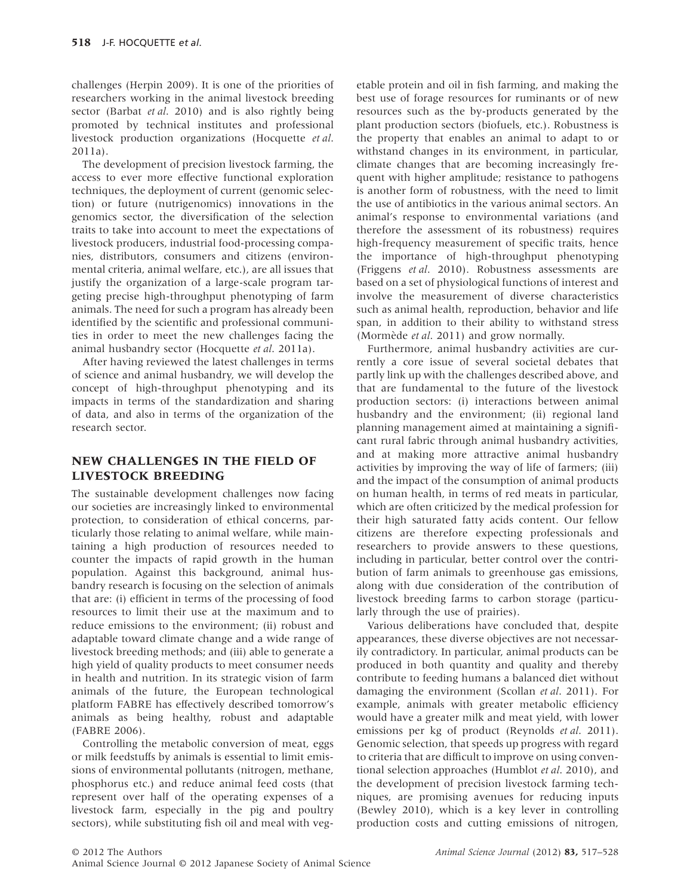challenges (Herpin 2009). It is one of the priorities of researchers working in the animal livestock breeding sector (Barbat *et al*. 2010) and is also rightly being promoted by technical institutes and professional livestock production organizations (Hocquette *et al*. 2011a).

The development of precision livestock farming, the access to ever more effective functional exploration techniques, the deployment of current (genomic selection) or future (nutrigenomics) innovations in the genomics sector, the diversification of the selection traits to take into account to meet the expectations of livestock producers, industrial food-processing companies, distributors, consumers and citizens (environmental criteria, animal welfare, etc.), are all issues that justify the organization of a large-scale program targeting precise high-throughput phenotyping of farm animals. The need for such a program has already been identified by the scientific and professional communities in order to meet the new challenges facing the animal husbandry sector (Hocquette *et al*. 2011a).

After having reviewed the latest challenges in terms of science and animal husbandry, we will develop the concept of high-throughput phenotyping and its impacts in terms of the standardization and sharing of data, and also in terms of the organization of the research sector.

## NEW CHALLENGES IN THE FIELD OF LIVESTOCK BREEDING

The sustainable development challenges now facing our societies are increasingly linked to environmental protection, to consideration of ethical concerns, particularly those relating to animal welfare, while maintaining a high production of resources needed to counter the impacts of rapid growth in the human population. Against this background, animal husbandry research is focusing on the selection of animals that are: (i) efficient in terms of the processing of food resources to limit their use at the maximum and to reduce emissions to the environment; (ii) robust and adaptable toward climate change and a wide range of livestock breeding methods; and (iii) able to generate a high yield of quality products to meet consumer needs in health and nutrition. In its strategic vision of farm animals of the future, the European technological platform FABRE has effectively described tomorrow's animals as being healthy, robust and adaptable (FABRE 2006).

Controlling the metabolic conversion of meat, eggs or milk feedstuffs by animals is essential to limit emissions of environmental pollutants (nitrogen, methane, phosphorus etc.) and reduce animal feed costs (that represent over half of the operating expenses of a livestock farm, especially in the pig and poultry sectors), while substituting fish oil and meal with vegetable protein and oil in fish farming, and making the best use of forage resources for ruminants or of new resources such as the by-products generated by the plant production sectors (biofuels, etc.). Robustness is the property that enables an animal to adapt to or withstand changes in its environment, in particular, climate changes that are becoming increasingly frequent with higher amplitude; resistance to pathogens is another form of robustness, with the need to limit the use of antibiotics in the various animal sectors. An animal's response to environmental variations (and therefore the assessment of its robustness) requires high-frequency measurement of specific traits, hence the importance of high-throughput phenotyping (Friggens *et al*. 2010). Robustness assessments are based on a set of physiological functions of interest and involve the measurement of diverse characteristics such as animal health, reproduction, behavior and life span, in addition to their ability to withstand stress (Mormède *et al*. 2011) and grow normally.

Furthermore, animal husbandry activities are currently a core issue of several societal debates that partly link up with the challenges described above, and that are fundamental to the future of the livestock production sectors: (i) interactions between animal husbandry and the environment; (ii) regional land planning management aimed at maintaining a significant rural fabric through animal husbandry activities, and at making more attractive animal husbandry activities by improving the way of life of farmers; (iii) and the impact of the consumption of animal products on human health, in terms of red meats in particular, which are often criticized by the medical profession for their high saturated fatty acids content. Our fellow citizens are therefore expecting professionals and researchers to provide answers to these questions, including in particular, better control over the contribution of farm animals to greenhouse gas emissions, along with due consideration of the contribution of livestock breeding farms to carbon storage (particularly through the use of prairies).

Various deliberations have concluded that, despite appearances, these diverse objectives are not necessarily contradictory. In particular, animal products can be produced in both quantity and quality and thereby contribute to feeding humans a balanced diet without damaging the environment (Scollan *et al*. 2011). For example, animals with greater metabolic efficiency would have a greater milk and meat yield, with lower emissions per kg of product (Reynolds *et al*. 2011). Genomic selection, that speeds up progress with regard to criteria that are difficult to improve on using conventional selection approaches (Humblot *et al*. 2010), and the development of precision livestock farming techniques, are promising avenues for reducing inputs (Bewley 2010), which is a key lever in controlling production costs and cutting emissions of nitrogen,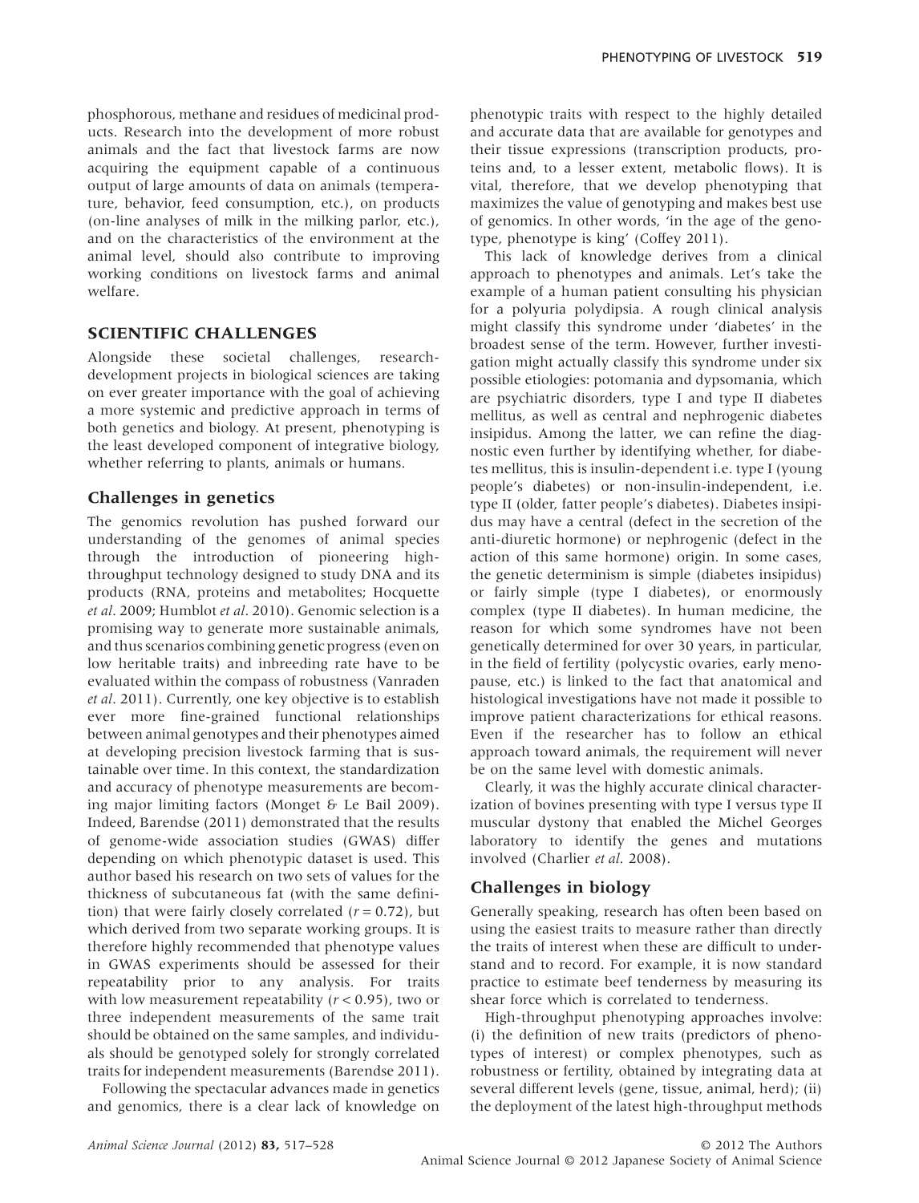phosphorous, methane and residues of medicinal products. Research into the development of more robust animals and the fact that livestock farms are now acquiring the equipment capable of a continuous output of large amounts of data on animals (temperature, behavior, feed consumption, etc.), on products (on-line analyses of milk in the milking parlor, etc.), and on the characteristics of the environment at the animal level, should also contribute to improving working conditions on livestock farms and animal welfare.

## SCIENTIFIC CHALLENGES

Alongside these societal challenges, research-development projects in biological sciences are taking on ever greater importance with the goal of achieving a more systemic and predictive approach in terms of both genetics and biology. At present, phenotyping is the least developed component of integrative biology, whether referring to plants, animals or humans.

### Challenges in genetics

The genomics revolution has pushed forward our understanding of the genomes of animal species through the introduction of pioneering high-throughput technology designed to study DNA and its products (RNA, proteins and metabolites; Hocquette *et al*. 2009; Humblot *et al*. 2010). Genomic selection is a promising way to generate more sustainable animals, and thus scenarios combining genetic progress (even on low heritable traits) and inbreeding rate have to be evaluated within the compass of robustness (Vanraden *et al*. 2011). Currently, one key objective is to establish ever more fine-grained functional relationships between animal genotypes and their phenotypes aimed at developing precision livestock farming that is sustainable over time. In this context, the standardization and accuracy of phenotype measurements are becoming major limiting factors (Monget & Le Bail 2009). Indeed, Barendse (2011) demonstrated that the results of genome-wide association studies (GWAS) differ depending on which phenotypic dataset is used. This author based his research on two sets of values for the thickness of subcutaneous fat (with the same definition) that were fairly closely correlated ($r = 0.72$), but which derived from two separate working groups. It is therefore highly recommended that phenotype values in GWAS experiments should be assessed for their repeatability prior to any analysis. For traits with low measurement repeatability ($r < 0.95$), two or three independent measurements of the same trait should be obtained on the same samples, and individuals should be genotyped solely for strongly correlated traits for independent measurements (Barendse 2011).

Following the spectacular advances made in genetics and genomics, there is a clear lack of knowledge on phenotypic traits with respect to the highly detailed and accurate data that are available for genotypes and their tissue expressions (transcription products, proteins and, to a lesser extent, metabolic flows). It is vital, therefore, that we develop phenotyping that maximizes the value of genotyping and makes best use of genomics. In other words, 'in the age of the genotype, phenotype is king' (Coffey 2011).

This lack of knowledge derives from a clinical approach to phenotypes and animals. Let's take the example of a human patient consulting his physician for a polyuria polydipsia. A rough clinical analysis might classify this syndrome under 'diabetes' in the broadest sense of the term. However, further investigation might actually classify this syndrome under six possible etiologies: potomania and dypsomania, which are psychiatric disorders, type I and type II diabetes mellitus, as well as central and nephrogenic diabetes insipidus. Among the latter, we can refine the diagnostic even further by identifying whether, for diabetes mellitus, this is insulin-dependent i.e. type I (young people's diabetes) or non-insulin-independent, i.e. type II (older, fatter people's diabetes). Diabetes insipidus may have a central (defect in the secretion of the anti-diuretic hormone) or nephrogenic (defect in the action of this same hormone) origin. In some cases, the genetic determinism is simple (diabetes insipidus) or fairly simple (type I diabetes), or enormously complex (type II diabetes). In human medicine, the reason for which some syndromes have not been genetically determined for over 30 years, in particular, in the field of fertility (polycystic ovaries, early menopause, etc.) is linked to the fact that anatomical and histological investigations have not made it possible to improve patient characterizations for ethical reasons. Even if the researcher has to follow an ethical approach toward animals, the requirement will never be on the same level with domestic animals.

Clearly, it was the highly accurate clinical characterization of bovines presenting with type I versus type II muscular dystony that enabled the Michel Georges laboratory to identify the genes and mutations involved (Charlier *et al*. 2008).

### Challenges in biology

Generally speaking, research has often been based on using the easiest traits to measure rather than directly the traits of interest when these are difficult to understand and to record. For example, it is now standard practice to estimate beef tenderness by measuring its shear force which is correlated to tenderness.

High-throughput phenotyping approaches involve: (i) the definition of new traits (predictors of phenotypes of interest) or complex phenotypes, such as robustness or fertility, obtained by integrating data at several different levels (gene, tissue, animal, herd); (ii) the deployment of the latest high-throughput methods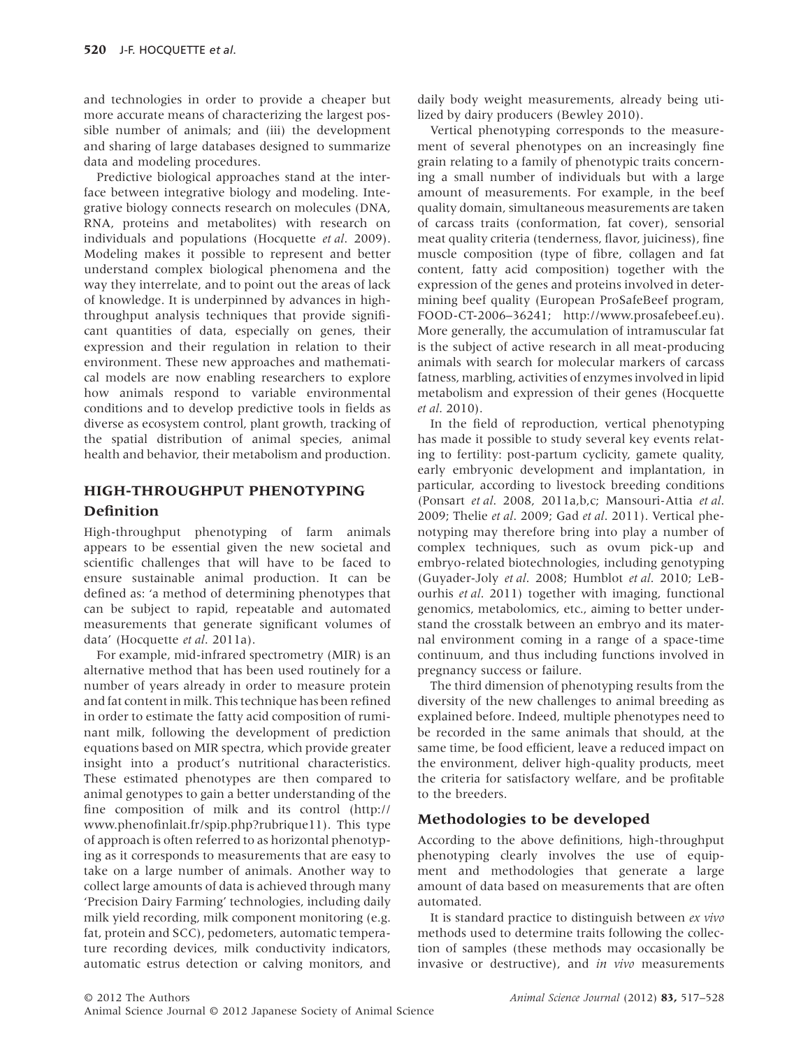and technologies in order to provide a cheaper but more accurate means of characterizing the largest possible number of animals; and (iii) the development and sharing of large databases designed to summarize data and modeling procedures.

Predictive biological approaches stand at the interface between integrative biology and modeling. Integrative biology connects research on molecules (DNA, RNA, proteins and metabolites) with research on individuals and populations (Hocquette *et al*. 2009). Modeling makes it possible to represent and better understand complex biological phenomena and the way they interrelate, and to point out the areas of lack of knowledge. It is underpinned by advances in high-throughput analysis techniques that provide significant quantities of data, especially on genes, their expression and their regulation in relation to their environment. These new approaches and mathematical models are now enabling researchers to explore how animals respond to variable environmental conditions and to develop predictive tools in fields as diverse as ecosystem control, plant growth, tracking of the spatial distribution of animal species, animal health and behavior, their metabolism and production.

## HIGH-THROUGHPUT PHENOTYPING

### Definition

High-throughput phenotyping of farm animals appears to be essential given the new societal and scientific challenges that will have to be faced to ensure sustainable animal production. It can be defined as: 'a method of determining phenotypes that can be subject to rapid, repeatable and automated measurements that generate significant volumes of data' (Hocquette *et al*. 2011a).

For example, mid-infrared spectrometry (MIR) is an alternative method that has been used routinely for a number of years already in order to measure protein and fat content in milk. This technique has been refined in order to estimate the fatty acid composition of ruminant milk, following the development of prediction equations based on MIR spectra, which provide greater insight into a product's nutritional characteristics. These estimated phenotypes are then compared to animal genotypes to gain a better understanding of the fine composition of milk and its control (http://www.phenofinlait.fr/spip.php?rubrique11). This type of approach is often referred to as horizontal phenotyping as it corresponds to measurements that are easy to take on a large number of animals. Another way to collect large amounts of data is achieved through many 'Precision Dairy Farming' technologies, including daily milk yield recording, milk component monitoring (e.g. fat, protein and SCC), pedometers, automatic temperature recording devices, milk conductivity indicators, automatic estrus detection or calving monitors, and daily body weight measurements, already being utilized by dairy producers (Bewley 2010).

Vertical phenotyping corresponds to the measurement of several phenotypes on an increasingly fine grain relating to a family of phenotypic traits concerning a small number of individuals but with a large amount of measurements. For example, in the beef quality domain, simultaneous measurements are taken of carcass traits (conformation, fat cover), sensorial meat quality criteria (tenderness, flavor, juiciness), fine muscle composition (type of fibre, collagen and fat content, fatty acid composition) together with the expression of the genes and proteins involved in determining beef quality (European ProSafeBeef program, FOOD-CT-2006–36241; http://www.prosafebeef.eu). More generally, the accumulation of intramuscular fat is the subject of active research in all meat-producing animals with search for molecular markers of carcass fatness, marbling, activities of enzymes involved in lipid metabolism and expression of their genes (Hocquette *et al*. 2010).

In the field of reproduction, vertical phenotyping has made it possible to study several key events relating to fertility: post-partum cyclicity, gamete quality, early embryonic development and implantation, in particular, according to livestock breeding conditions (Ponsart *et al*. 2008, 2011a,b,c; Mansouri-Attia *et al*. 2009; Thelie *et al*. 2009; Gad *et al*. 2011). Vertical phenotyping may therefore bring into play a number of complex techniques, such as ovum pick-up and embryo-related biotechnologies, including genotyping (Guyader-Joly *et al*. 2008; Humblot *et al*. 2010; LeBourhis *et al*. 2011) together with imaging, functional genomics, metabolomics, etc., aiming to better understand the crosstalk between an embryo and its maternal environment coming in a range of a space-time continuum, and thus including functions involved in pregnancy success or failure.

The third dimension of phenotyping results from the diversity of the new challenges to animal breeding as explained before. Indeed, multiple phenotypes need to be recorded in the same animals that should, at the same time, be food efficient, leave a reduced impact on the environment, deliver high-quality products, meet the criteria for satisfactory welfare, and be profitable to the breeders.

### Methodologies to be developed

According to the above definitions, high-throughput phenotyping clearly involves the use of equipment and methodologies that generate a large amount of data based on measurements that are often automated.

It is standard practice to distinguish between *ex vivo* methods used to determine traits following the collection of samples (these methods may occasionally be invasive or destructive), and *in vivo* measurements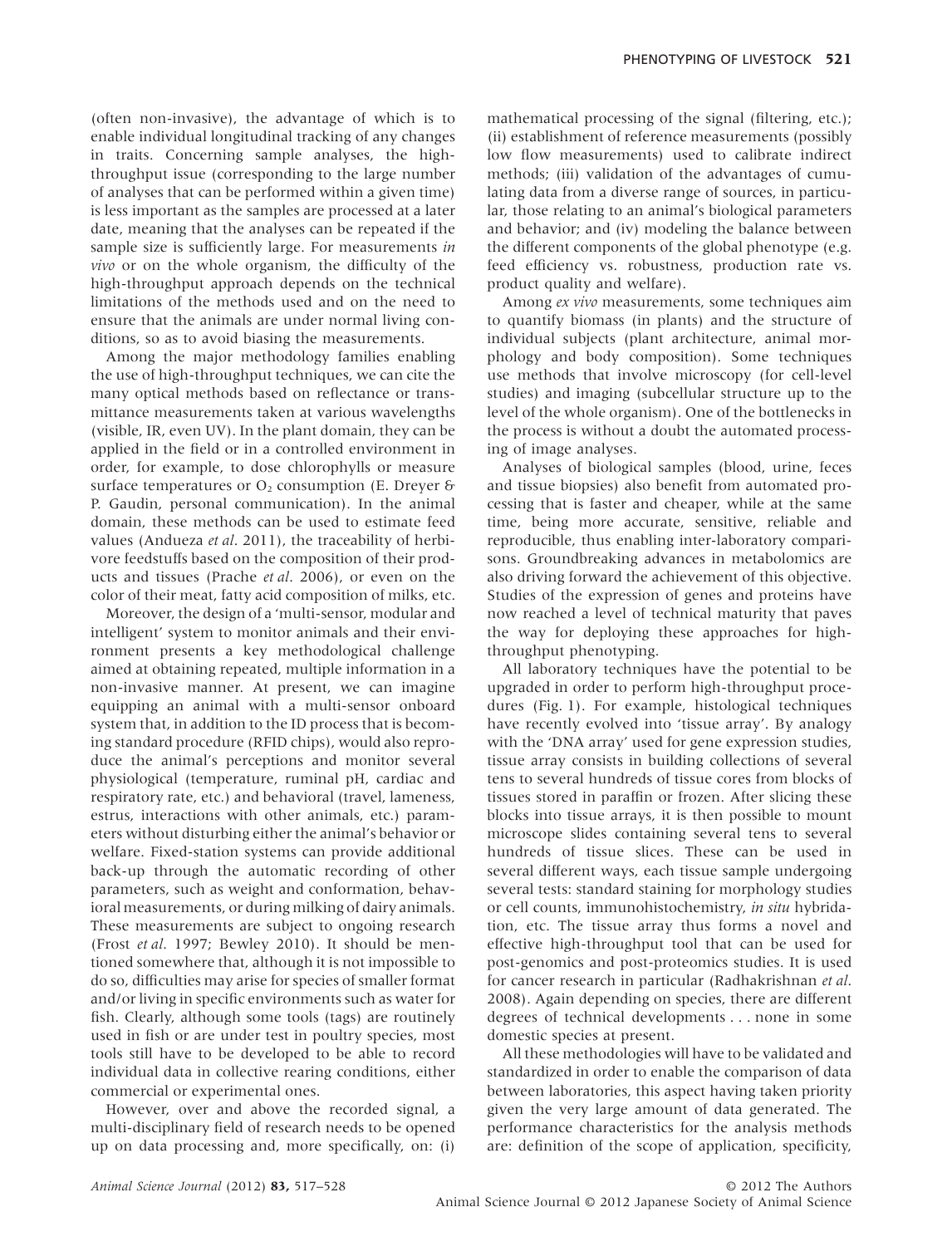(often non-invasive), the advantage of which is to enable individual longitudinal tracking of any changes in traits. Concerning sample analyses, the high-throughput issue (corresponding to the large number of analyses that can be performed within a given time) is less important as the samples are processed at a later date, meaning that the analyses can be repeated if the sample size is sufficiently large. For measurements *in vivo* or on the whole organism, the difficulty of the high-throughput approach depends on the technical limitations of the methods used and on the need to ensure that the animals are under normal living conditions, so as to avoid biasing the measurements.

Among the major methodology families enabling the use of high-throughput techniques, we can cite the many optical methods based on reflectance or transmittance measurements taken at various wavelengths (visible, IR, even UV). In the plant domain, they can be applied in the field or in a controlled environment in order, for example, to dose chlorophylls or measure surface temperatures or $O_2$ consumption (E. Dreyer & P. Gaudin, personal communication). In the animal domain, these methods can be used to estimate feed values (Andueza *et al*. 2011), the traceability of herbivore feedstuffs based on the composition of their products and tissues (Prache *et al*. 2006), or even on the color of their meat, fatty acid composition of milks, etc.

Moreover, the design of a 'multi-sensor, modular and intelligent' system to monitor animals and their environment presents a key methodological challenge aimed at obtaining repeated, multiple information in a non-invasive manner. At present, we can imagine equipping an animal with a multi-sensor onboard system that, in addition to the ID process that is becoming standard procedure (RFID chips), would also reproduce the animal's perceptions and monitor several physiological (temperature, ruminal pH, cardiac and respiratory rate, etc.) and behavioral (travel, lameness, estrus, interactions with other animals, etc.) parameters without disturbing either the animal's behavior or welfare. Fixed-station systems can provide additional back-up through the automatic recording of other parameters, such as weight and conformation, behavioral measurements, or during milking of dairy animals. These measurements are subject to ongoing research (Frost *et al*. 1997; Bewley 2010). It should be mentioned somewhere that, although it is not impossible to do so, difficulties may arise for species of smaller format and/or living in specific environments such as water for fish. Clearly, although some tools (tags) are routinely used in fish or are under test in poultry species, most tools still have to be developed to be able to record individual data in collective rearing conditions, either commercial or experimental ones.

However, over and above the recorded signal, a multi-disciplinary field of research needs to be opened up on data processing and, more specifically, on: (i) mathematical processing of the signal (filtering, etc.); (ii) establishment of reference measurements (possibly low flow measurements) used to calibrate indirect methods; (iii) validation of the advantages of cumulating data from a diverse range of sources, in particular, those relating to an animal's biological parameters and behavior; and (iv) modeling the balance between the different components of the global phenotype (e.g. feed efficiency vs. robustness, production rate vs. product quality and welfare).

Among *ex vivo* measurements, some techniques aim to quantify biomass (in plants) and the structure of individual subjects (plant architecture, animal morphology and body composition). Some techniques use methods that involve microscopy (for cell-level studies) and imaging (subcellular structure up to the level of the whole organism). One of the bottlenecks in the process is without a doubt the automated processing of image analyses.

Analyses of biological samples (blood, urine, feces and tissue biopsies) also benefit from automated processing that is faster and cheaper, while at the same time, being more accurate, sensitive, reliable and reproducible, thus enabling inter-laboratory comparisons. Groundbreaking advances in metabolomics are also driving forward the achievement of this objective. Studies of the expression of genes and proteins have now reached a level of technical maturity that paves the way for deploying these approaches for high-throughput phenotyping.

All laboratory techniques have the potential to be upgraded in order to perform high-throughput procedures (Fig. 1). For example, histological techniques have recently evolved into 'tissue array'. By analogy with the 'DNA array' used for gene expression studies, tissue array consists in building collections of several tens to several hundreds of tissue cores from blocks of tissues stored in paraffin or frozen. After slicing these blocks into tissue arrays, it is then possible to mount microscope slides containing several tens to several hundreds of tissue slices. These can be used in several different ways, each tissue sample undergoing several tests: standard staining for morphology studies or cell counts, immunohistochemistry, *in situ* hybridation, etc. The tissue array thus forms a novel and effective high-throughput tool that can be used for post-genomics and post-proteomics studies. It is used for cancer research in particular (Radhakrishnan *et al*. 2008). Again depending on species, there are different degrees of technical developments . . . none in some domestic species at present.

All these methodologies will have to be validated and standardized in order to enable the comparison of data between laboratories, this aspect having taken priority given the very large amount of data generated. The performance characteristics for the analysis methods are: definition of the scope of application, specificity,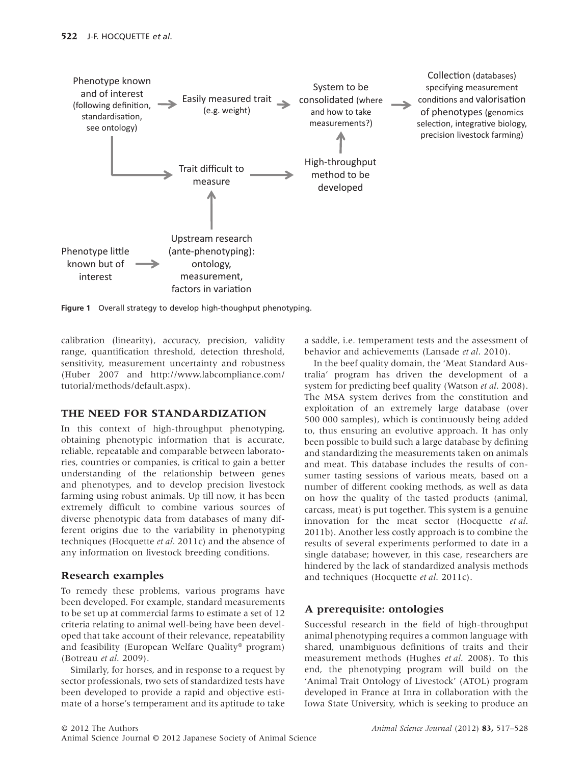Phenotype known and of interest (following definition, standardisation, see ontology) → Easily measured trait (e.g. weight) → System to be consolidated (where and how to take measurements?) → Collection (databases) specifying measurement conditions and valorisation of phenotypes (genomics selection, integrative biology, precision livestock farming)

Phenotype known and of interest → Trait difficult to measure → High-throughput method to be developed → System to be consolidated

Phenotype little known but of interest → Upstream research (ante-phenotyping): ontology, measurement, factors in variation → Trait difficult to measure

**Figure 1** Overall strategy to develop high-thoughput phenotyping.

calibration (linearity), accuracy, precision, validity range, quantification threshold, detection threshold, sensitivity, measurement uncertainty and robustness (Huber 2007 and http://www.labcompliance.com/tutorial/methods/default.aspx).

## THE NEED FOR STANDARDIZATION

In this context of high-throughput phenotyping, obtaining phenotypic information that is accurate, reliable, repeatable and comparable between laboratories, countries or companies, is critical to gain a better understanding of the relationship between genes and phenotypes, and to develop precision livestock farming using robust animals. Up till now, it has been extremely difficult to combine various sources of diverse phenotypic data from databases of many different origins due to the variability in phenotyping techniques (Hocquette *et al*. 2011c) and the absence of any information on livestock breeding conditions.

### Research examples

To remedy these problems, various programs have been developed. For example, standard measurements to be set up at commercial farms to estimate a set of 12 criteria relating to animal well-being have been developed that take account of their relevance, repeatability and feasibility (European Welfare Quality® program) (Botreau *et al*. 2009).

Similarly, for horses, and in response to a request by sector professionals, two sets of standardized tests have been developed to provide a rapid and objective estimate of a horse's temperament and its aptitude to take a saddle, i.e. temperament tests and the assessment of behavior and achievements (Lansade *et al*. 2010).

In the beef quality domain, the 'Meat Standard Australia' program has driven the development of a system for predicting beef quality (Watson *et al*. 2008). The MSA system derives from the constitution and exploitation of an extremely large database (over 500 000 samples), which is continuously being added to, thus ensuring an evolutive approach. It has only been possible to build such a large database by defining and standardizing the measurements taken on animals and meat. This database includes the results of consumer tasting sessions of various meats, based on a number of different cooking methods, as well as data on how the quality of the tasted products (animal, carcass, meat) is put together. This system is a genuine innovation for the meat sector (Hocquette *et al*. 2011b). Another less costly approach is to combine the results of several experiments performed to date in a single database; however, in this case, researchers are hindered by the lack of standardized analysis methods and techniques (Hocquette *et al*. 2011c).

### A prerequisite: ontologies

Successful research in the field of high-throughput animal phenotyping requires a common language with shared, unambiguous definitions of traits and their measurement methods (Hughes *et al*. 2008). To this end, the phenotyping program will build on the 'Animal Trait Ontology of Livestock' (ATOL) program developed in France at Inra in collaboration with the Iowa State University, which is seeking to produce an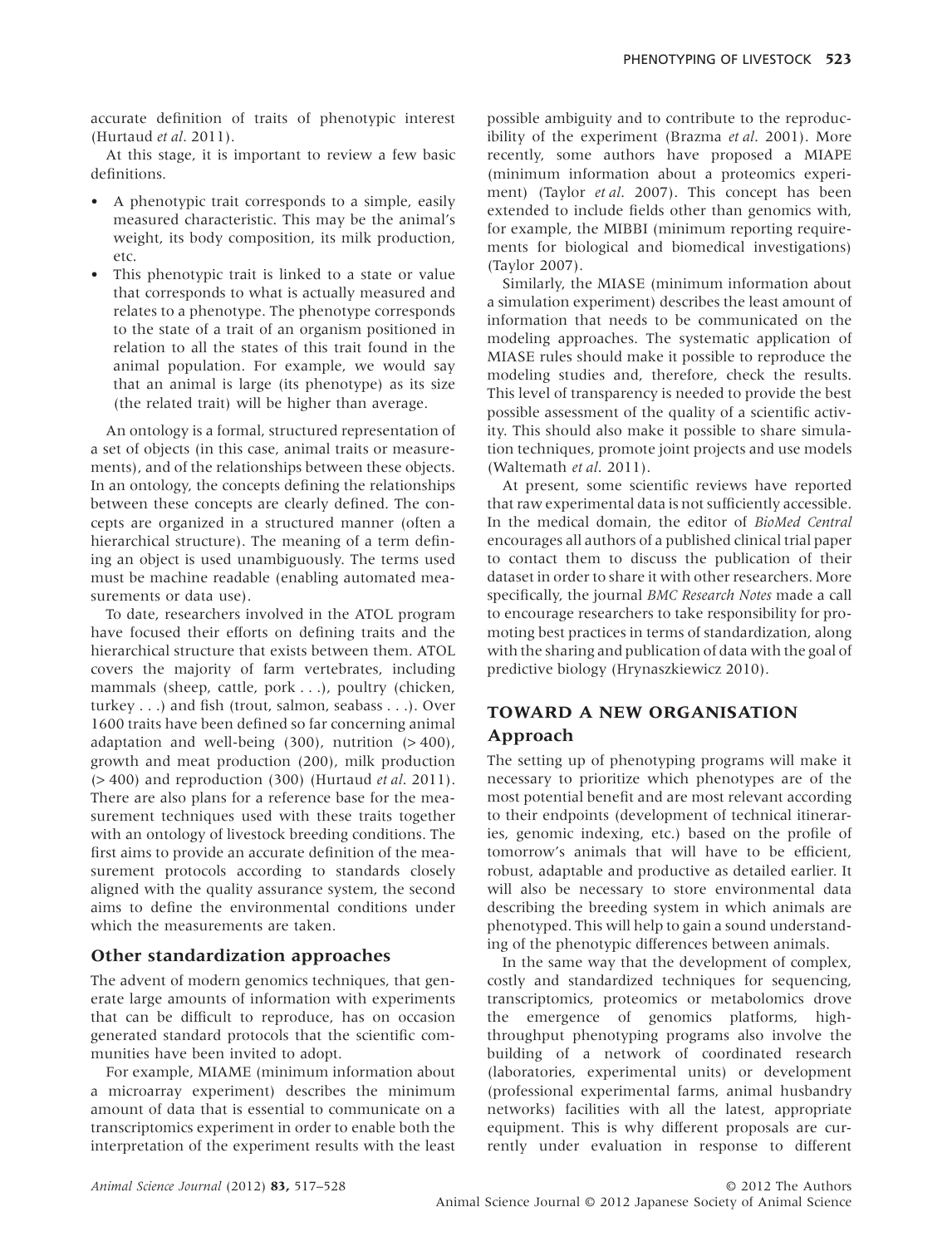accurate definition of traits of phenotypic interest (Hurtaud *et al*. 2011).

At this stage, it is important to review a few basic definitions.

- A phenotypic trait corresponds to a simple, easily measured characteristic. This may be the animal's weight, its body composition, its milk production, etc.
- This phenotypic trait is linked to a state or value that corresponds to what is actually measured and relates to a phenotype. The phenotype corresponds to the state of a trait of an organism positioned in relation to all the states of this trait found in the animal population. For example, we would say that an animal is large (its phenotype) as its size (the related trait) will be higher than average.

An ontology is a formal, structured representation of a set of objects (in this case, animal traits or measurements), and of the relationships between these objects. In an ontology, the concepts defining the relationships between these concepts are clearly defined. The concepts are organized in a structured manner (often a hierarchical structure). The meaning of a term defining an object is used unambiguously. The terms used must be machine readable (enabling automated measurements or data use).

To date, researchers involved in the ATOL program have focused their efforts on defining traits and the hierarchical structure that exists between them. ATOL covers the majority of farm vertebrates, including mammals (sheep, cattle, pork . . .), poultry (chicken, turkey . . .) and fish (trout, salmon, seabass . . .). Over 1600 traits have been defined so far concerning animal adaptation and well-being (300), nutrition (> 400), growth and meat production (200), milk production (> 400) and reproduction (300) (Hurtaud *et al*. 2011). There are also plans for a reference base for the measurement techniques used with these traits together with an ontology of livestock breeding conditions. The first aims to provide an accurate definition of the measurement protocols according to standards closely aligned with the quality assurance system, the second aims to define the environmental conditions under which the measurements are taken.

### Other standardization approaches

The advent of modern genomics techniques, that generate large amounts of information with experiments that can be difficult to reproduce, has on occasion generated standard protocols that the scientific communities have been invited to adopt.

For example, MIAME (minimum information about a microarray experiment) describes the minimum amount of data that is essential to communicate on a transcriptomics experiment in order to enable both the interpretation of the experiment results with the least possible ambiguity and to contribute to the reproducibility of the experiment (Brazma *et al*. 2001). More recently, some authors have proposed a MIAPE (minimum information about a proteomics experiment) (Taylor *et al*. 2007). This concept has been extended to include fields other than genomics with, for example, the MIBBI (minimum reporting requirements for biological and biomedical investigations) (Taylor 2007).

Similarly, the MIASE (minimum information about a simulation experiment) describes the least amount of information that needs to be communicated on the modeling approaches. The systematic application of MIASE rules should make it possible to reproduce the modeling studies and, therefore, check the results. This level of transparency is needed to provide the best possible assessment of the quality of a scientific activity. This should also make it possible to share simulation techniques, promote joint projects and use models (Waltemath *et al*. 2011).

At present, some scientific reviews have reported that raw experimental data is not sufficiently accessible. In the medical domain, the editor of *BioMed Central* encourages all authors of a published clinical trial paper to contact them to discuss the publication of their dataset in order to share it with other researchers. More specifically, the journal *BMC Research Notes* made a call to encourage researchers to take responsibility for promoting best practices in terms of standardization, along with the sharing and publication of data with the goal of predictive biology (Hrynaszkiewicz 2010).

## TOWARD A NEW ORGANISATION

### Approach

The setting up of phenotyping programs will make it necessary to prioritize which phenotypes are of the most potential benefit and are most relevant according to their endpoints (development of technical itineraries, genomic indexing, etc.) based on the profile of tomorrow's animals that will have to be efficient, robust, adaptable and productive as detailed earlier. It will also be necessary to store environmental data describing the breeding system in which animals are phenotyped. This will help to gain a sound understanding of the phenotypic differences between animals.

In the same way that the development of complex, costly and standardized techniques for sequencing, transcriptomics, proteomics or metabolomics drove the emergence of genomics platforms, high-throughput phenotyping programs also involve the building of a network of coordinated research (laboratories, experimental units) or development (professional experimental farms, animal husbandry networks) facilities with all the latest, appropriate equipment. This is why different proposals are currently under evaluation in response to different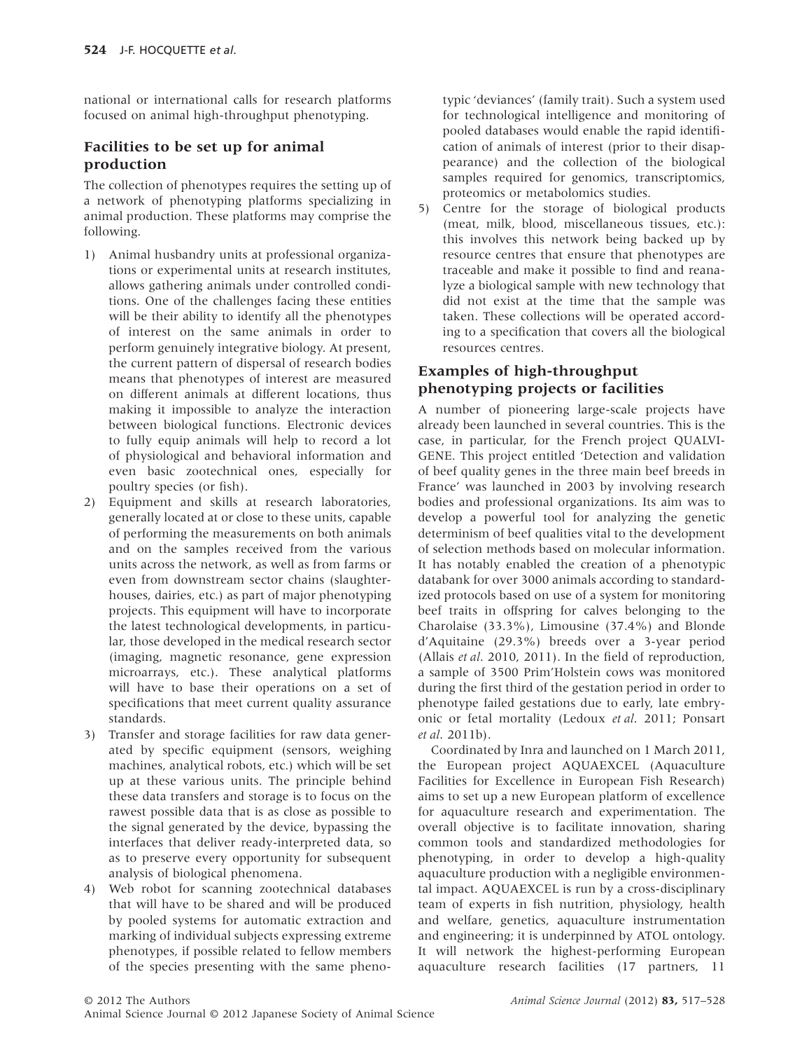national or international calls for research platforms focused on animal high-throughput phenotyping.

## Facilities to be set up for animal production

The collection of phenotypes requires the setting up of a network of phenotyping platforms specializing in animal production. These platforms may comprise the following.

1) Animal husbandry units at professional organizations or experimental units at research institutes, allows gathering animals under controlled conditions. One of the challenges facing these entities will be their ability to identify all the phenotypes of interest on the same animals in order to perform genuinely integrative biology. At present, the current pattern of dispersal of research bodies means that phenotypes of interest are measured on different animals at different locations, thus making it impossible to analyze the interaction between biological functions. Electronic devices to fully equip animals will help to record a lot of physiological and behavioral information and even basic zootechnical ones, especially for poultry species (or fish).
2) Equipment and skills at research laboratories, generally located at or close to these units, capable of performing the measurements on both animals and on the samples received from the various units across the network, as well as from farms or even from downstream sector chains (slaughterhouses, dairies, etc.) as part of major phenotyping projects. This equipment will have to incorporate the latest technological developments, in particular, those developed in the medical research sector (imaging, magnetic resonance, gene expression microarrays, etc.). These analytical platforms will have to base their operations on a set of specifications that meet current quality assurance standards.
3) Transfer and storage facilities for raw data generated by specific equipment (sensors, weighing machines, analytical robots, etc.) which will be set up at these various units. The principle behind these data transfers and storage is to focus on the rawest possible data that is as close as possible to the signal generated by the device, bypassing the interfaces that deliver ready-interpreted data, so as to preserve every opportunity for subsequent analysis of biological phenomena.
4) Web robot for scanning zootechnical databases that will have to be shared and will be produced by pooled systems for automatic extraction and marking of individual subjects expressing extreme phenotypes, if possible related to fellow members of the species presenting with the same phenotypic 'deviances' (family trait). Such a system used for technological intelligence and monitoring of pooled databases would enable the rapid identification of animals of interest (prior to their disappearance) and the collection of the biological samples required for genomics, transcriptomics, proteomics or metabolomics studies.
5) Centre for the storage of biological products (meat, milk, blood, miscellaneous tissues, etc.): this involves this network being backed up by resource centres that ensure that phenotypes are traceable and make it possible to find and reanalyze a biological sample with new technology that did not exist at the time that the sample was taken. These collections will be operated according to a specification that covers all the biological resources centres.

## Examples of high-throughput phenotyping projects or facilities

A number of pioneering large-scale projects have already been launched in several countries. This is the case, in particular, for the French project QUALVIGENE. This project entitled 'Detection and validation of beef quality genes in the three main beef breeds in France' was launched in 2003 by involving research bodies and professional organizations. Its aim was to develop a powerful tool for analyzing the genetic determinism of beef qualities vital to the development of selection methods based on molecular information. It has notably enabled the creation of a phenotypic databank for over 3000 animals according to standardized protocols based on use of a system for monitoring beef traits in offspring for calves belonging to the Charolaise (33.3%), Limousine (37.4%) and Blonde d'Aquitaine (29.3%) breeds over a 3-year period (Allais *et al*. 2010, 2011). In the field of reproduction, a sample of 3500 Prim'Holstein cows was monitored during the first third of the gestation period in order to phenotype failed gestations due to early, late embryonic or fetal mortality (Ledoux *et al*. 2011; Ponsart *et al*. 2011b).

Coordinated by Inra and launched on 1 March 2011, the European project AQUAEXCEL (Aquaculture Facilities for Excellence in European Fish Research) aims to set up a new European platform of excellence for aquaculture research and experimentation. The overall objective is to facilitate innovation, sharing common tools and standardized methodologies for phenotyping, in order to develop a high-quality aquaculture production with a negligible environmental impact. AQUAEXCEL is run by a cross-disciplinary team of experts in fish nutrition, physiology, health and welfare, genetics, aquaculture instrumentation and engineering; it is underpinned by ATOL ontology. It will network the highest-performing European aquaculture research facilities (17 partners, 11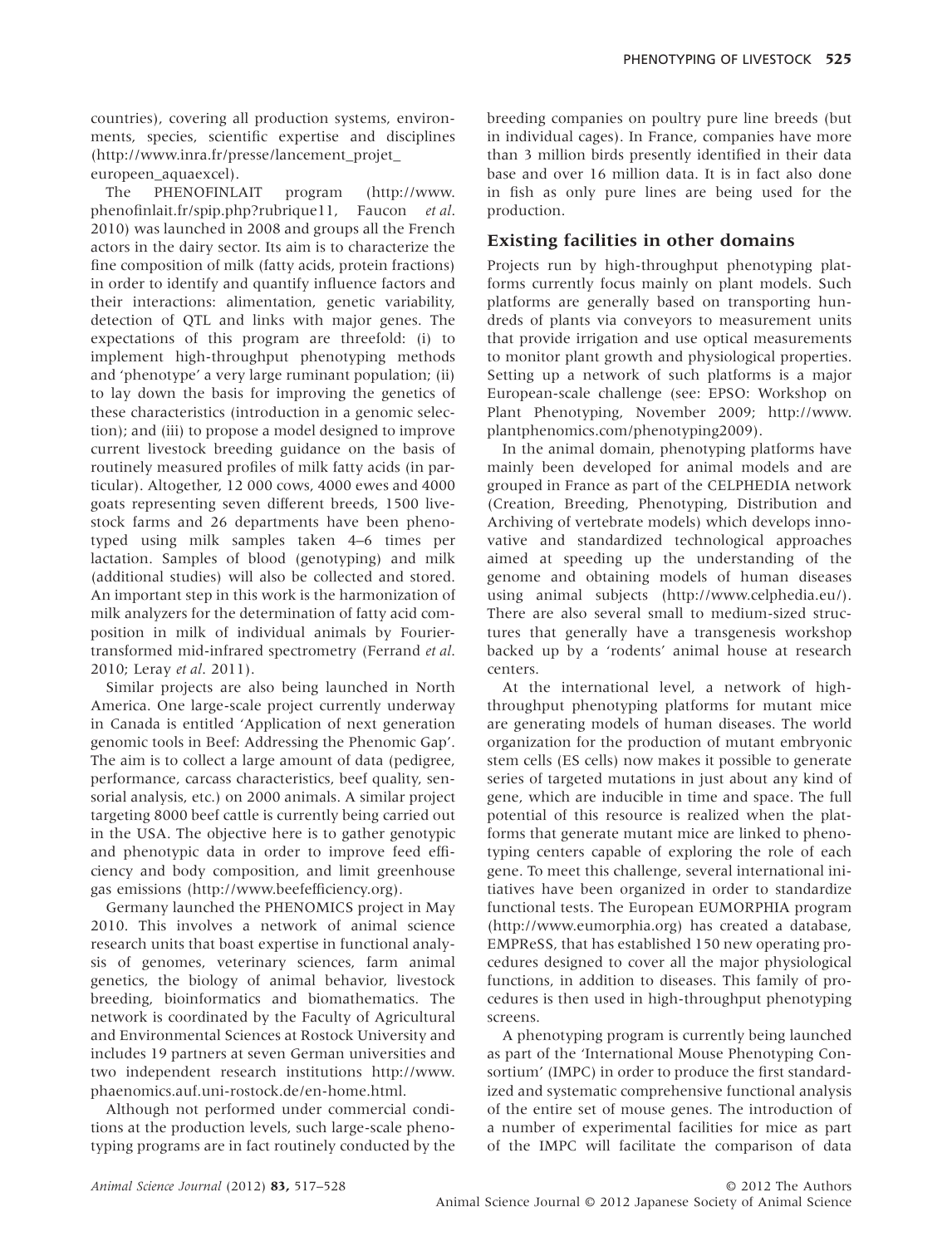countries), covering all production systems, environments, species, scientific expertise and disciplines (http://www.inra.fr/presse/lancement_projet_europeen_aquaexcel).

The PHENOFINLAIT program (http://www.phenofinlait.fr/spip.php?rubrique11, Faucon *et al.* 2010) was launched in 2008 and groups all the French actors in the dairy sector. Its aim is to characterize the fine composition of milk (fatty acids, protein fractions) in order to identify and quantify influence factors and their interactions: alimentation, genetic variability, detection of QTL and links with major genes. The expectations of this program are threefold: (i) to implement high-throughput phenotyping methods and 'phenotype' a very large ruminant population; (ii) to lay down the basis for improving the genetics of these characteristics (introduction in a genomic selection); and (iii) to propose a model designed to improve current livestock breeding guidance on the basis of routinely measured profiles of milk fatty acids (in particular). Altogether, 12 000 cows, 4000 ewes and 4000 goats representing seven different breeds, 1500 livestock farms and 26 departments have been phenotyped using milk samples taken 4–6 times per lactation. Samples of blood (genotyping) and milk (additional studies) will also be collected and stored. An important step in this work is the harmonization of milk analyzers for the determination of fatty acid composition in milk of individual animals by Fourier-transformed mid-infrared spectrometry (Ferrand *et al.* 2010; Leray *et al.* 2011).

Similar projects are also being launched in North America. One large-scale project currently underway in Canada is entitled 'Application of next generation genomic tools in Beef: Addressing the Phenomic Gap'. The aim is to collect a large amount of data (pedigree, performance, carcass characteristics, beef quality, sensorial analysis, etc.) on 2000 animals. A similar project targeting 8000 beef cattle is currently being carried out in the USA. The objective here is to gather genotypic and phenotypic data in order to improve feed efficiency and body composition, and limit greenhouse gas emissions (http://www.beefefficiency.org).

Germany launched the PHENOMICS project in May 2010. This involves a network of animal science research units that boast expertise in functional analysis of genomes, veterinary sciences, farm animal genetics, the biology of animal behavior, livestock breeding, bioinformatics and biomathematics. The network is coordinated by the Faculty of Agricultural and Environmental Sciences at Rostock University and includes 19 partners at seven German universities and two independent research institutions http://www.phaenomics.auf.uni-rostock.de/en-home.html.

Although not performed under commercial conditions at the production levels, such large-scale phenotyping programs are in fact routinely conducted by the breeding companies on poultry pure line breeds (but in individual cages). In France, companies have more than 3 million birds presently identified in their data base and over 16 million data. It is in fact also done in fish as only pure lines are being used for the production.

## Existing facilities in other domains

Projects run by high-throughput phenotyping platforms currently focus mainly on plant models. Such platforms are generally based on transporting hundreds of plants via conveyors to measurement units that provide irrigation and use optical measurements to monitor plant growth and physiological properties. Setting up a network of such platforms is a major European-scale challenge (see: EPSO: Workshop on Plant Phenotyping, November 2009; http://www.plantphenomics.com/phenotyping2009).

In the animal domain, phenotyping platforms have mainly been developed for animal models and are grouped in France as part of the CELPHEDIA network (Creation, Breeding, Phenotyping, Distribution and Archiving of vertebrate models) which develops innovative and standardized technological approaches aimed at speeding up the understanding of the genome and obtaining models of human diseases using animal subjects (http://www.celphedia.eu/). There are also several small to medium-sized structures that generally have a transgenesis workshop backed up by a 'rodents' animal house at research centers.

At the international level, a network of high-throughput phenotyping platforms for mutant mice are generating models of human diseases. The world organization for the production of mutant embryonic stem cells (ES cells) now makes it possible to generate series of targeted mutations in just about any kind of gene, which are inducible in time and space. The full potential of this resource is realized when the platforms that generate mutant mice are linked to phenotyping centers capable of exploring the role of each gene. To meet this challenge, several international initiatives have been organized in order to standardize functional tests. The European EUMORPHIA program (http://www.eumorphia.org) has created a database, EMPReSS, that has established 150 new operating procedures designed to cover all the major physiological functions, in addition to diseases. This family of procedures is then used in high-throughput phenotyping screens.

A phenotyping program is currently being launched as part of the 'International Mouse Phenotyping Consortium' (IMPC) in order to produce the first standardized and systematic comprehensive functional analysis of the entire set of mouse genes. The introduction of a number of experimental facilities for mice as part of the IMPC will facilitate the comparison of data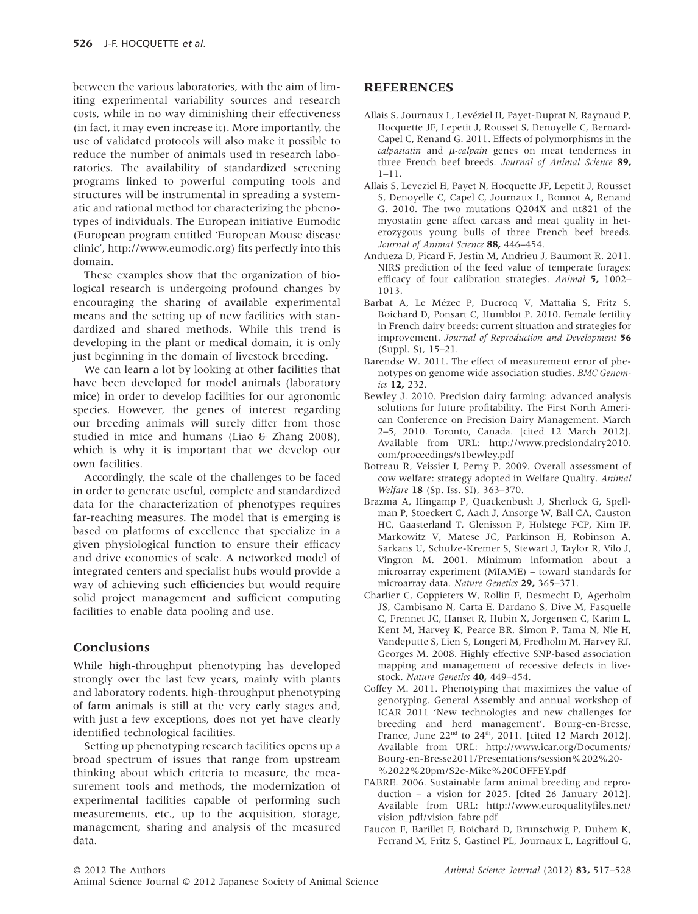between the various laboratories, with the aim of limiting experimental variability sources and research costs, while in no way diminishing their effectiveness (in fact, it may even increase it). More importantly, the use of validated protocols will also make it possible to reduce the number of animals used in research laboratories. The availability of standardized screening programs linked to powerful computing tools and structures will be instrumental in spreading a systematic and rational method for characterizing the phenotypes of individuals. The European initiative Eumodic (European program entitled 'European Mouse disease clinic', http://www.eumodic.org) fits perfectly into this domain.

These examples show that the organization of biological research is undergoing profound changes by encouraging the sharing of available experimental means and the setting up of new facilities with standardized and shared methods. While this trend is developing in the plant or medical domain, it is only just beginning in the domain of livestock breeding.

We can learn a lot by looking at other facilities that have been developed for model animals (laboratory mice) in order to develop facilities for our agronomic species. However, the genes of interest regarding our breeding animals will surely differ from those studied in mice and humans (Liao & Zhang 2008), which is why it is important that we develop our own facilities.

Accordingly, the scale of the challenges to be faced in order to generate useful, complete and standardized data for the characterization of phenotypes requires far-reaching measures. The model that is emerging is based on platforms of excellence that specialize in a given physiological function to ensure their efficacy and drive economies of scale. A networked model of integrated centers and specialist hubs would provide a way of achieving such efficiencies but would require solid project management and sufficient computing facilities to enable data pooling and use.

## Conclusions

While high-throughput phenotyping has developed strongly over the last few years, mainly with plants and laboratory rodents, high-throughput phenotyping of farm animals is still at the very early stages and, with just a few exceptions, does not yet have clearly identified technological facilities.

Setting up phenotyping research facilities opens up a broad spectrum of issues that range from upstream thinking about which criteria to measure, the measurement tools and methods, the modernization of experimental facilities capable of performing such measurements, etc., up to the acquisition, storage, management, sharing and analysis of the measured data.

## REFERENCES

Allais S, Journaux L, Levéziel H, Payet-Duprat N, Raynaud P, Hocquette JF, Lepetit J, Rousset S, Denoyelle C, Bernard-Capel C, Renand G. 2011. Effects of polymorphisms in the *calpastatin* and *μ-calpain* genes on meat tenderness in three French beef breeds. *Journal of Animal Science* **89,** 1–11.

Allais S, Leveziel H, Payet N, Hocquette JF, Lepetit J, Rousset S, Denoyelle C, Capel C, Journaux L, Bonnot A, Renand G. 2010. The two mutations Q204X and nt821 of the myostatin gene affect carcass and meat quality in heterozygous young bulls of three French beef breeds. *Journal of Animal Science* **88,** 446–454.

Andueza D, Picard F, Jestin M, Andrieu J, Baumont R. 2011. NIRS prediction of the feed value of temperate forages: efficacy of four calibration strategies. *Animal* **5,** 1002–1013.

Barbat A, Le Mézec P, Ducrocq V, Mattalia S, Fritz S, Boichard D, Ponsart C, Humblot P. 2010. Female fertility in French dairy breeds: current situation and strategies for improvement. *Journal of Reproduction and Development* **56** (Suppl. S), 15–21.

Barendse W. 2011. The effect of measurement error of phenotypes on genome wide association studies. *BMC Genomics* **12,** 232.

Bewley J. 2010. Precision dairy farming: advanced analysis solutions for future profitability. The First North American Conference on Precision Dairy Management. March 2–5, 2010. Toronto, Canada. [cited 12 March 2012]. Available from URL: http://www.precisiondairy2010.com/proceedings/s1bewley.pdf

Botreau R, Veissier I, Perny P. 2009. Overall assessment of cow welfare: strategy adopted in Welfare Quality. *Animal Welfare* **18** (Sp. Iss. SI), 363–370.

Brazma A, Hingamp P, Quackenbush J, Sherlock G, Spellman P, Stoeckert C, Aach J, Ansorge W, Ball CA, Causton HC, Gaasterland T, Glenisson P, Holstege FCP, Kim IF, Markowitz V, Matese JC, Parkinson H, Robinson A, Sarkans U, Schulze-Kremer S, Stewart J, Taylor R, Vilo J, Vingron M. 2001. Minimum information about a microarray experiment (MIAME) – toward standards for microarray data. *Nature Genetics* **29,** 365–371.

Charlier C, Coppieters W, Rollin F, Desmecht D, Agerholm JS, Cambisano N, Carta E, Dardano S, Dive M, Fasquelle C, Frennet JC, Hanset R, Hubin X, Jorgensen C, Karim L, Kent M, Harvey K, Pearce BR, Simon P, Tama N, Nie H, Vandeputte S, Lien S, Longeri M, Fredholm M, Harvey RJ, Georges M. 2008. Highly effective SNP-based association mapping and management of recessive defects in livestock. *Nature Genetics* **40,** 449–454.

Coffey M. 2011. Phenotyping that maximizes the value of genotyping. General Assembly and annual workshop of ICAR 2011 'New technologies and new challenges for breeding and herd management'. Bourg-en-Bresse, France, June 22nd to 24th, 2011. [cited 12 March 2012]. Available from URL: http://www.icar.org/Documents/Bourg-en-Bresse2011/Presentations/session%202%20-%2022%20pm/S2e-Mike%20COFFEY.pdf

FABRE. 2006. Sustainable farm animal breeding and reproduction – a vision for 2025. [cited 26 January 2012]. Available from URL: http://www.euroqualityfiles.net/vision_pdf/vision_fabre.pdf

Faucon F, Barillet F, Boichard D, Brunschwig P, Duhem K, Ferrand M, Fritz S, Gastinel PL, Journaux L, Lagriffoul G,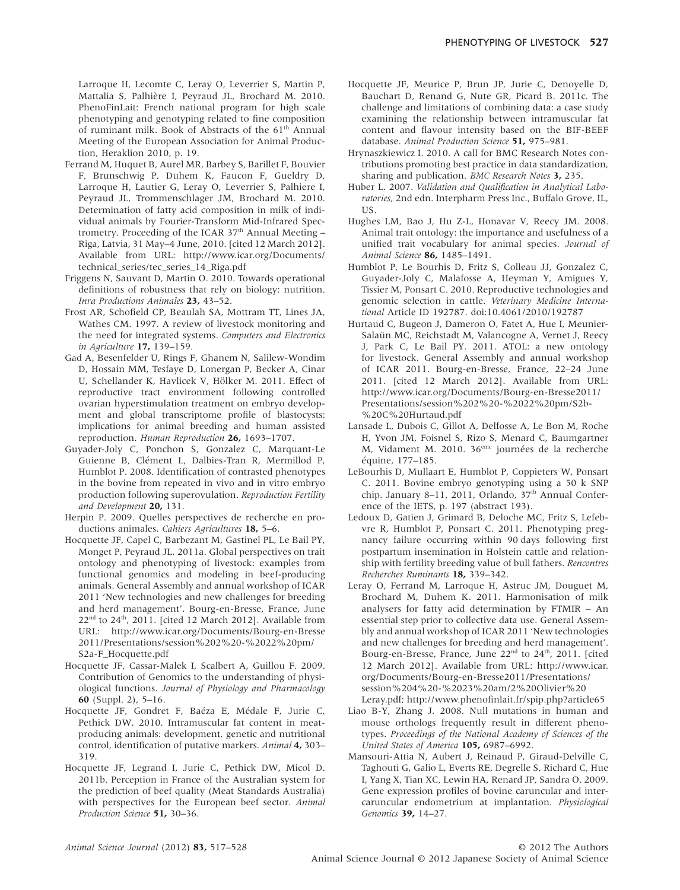Larroque H, Lecomte C, Leray O, Leverrier S, Martin P, Mattalia S, Palhière I, Peyraud JL, Brochard M. 2010. PhenoFinLait: French national program for high scale phenotyping and genotyping related to fine composition of ruminant milk. Book of Abstracts of the 61th Annual Meeting of the European Association for Animal Production, Heraklion 2010, p. 19.

Ferrand M, Huquet B, Aurel MR, Barbey S, Barillet F, Bouvier F, Brunschwig P, Duhem K, Faucon F, Gueldry D, Larroque H, Lautier G, Leray O, Leverrier S, Palhiere I, Peyraud JL, Trommenschlager JM, Brochard M. 2010. Determination of fatty acid composition in milk of individual animals by Fourier-Transform Mid-Infrared Spectrometry. Proceeding of the ICAR 37th Annual Meeting – Riga, Latvia, 31 May–4 June, 2010. [cited 12 March 2012]. Available from URL: http://www.icar.org/Documents/technical_series/tec_series_14_Riga.pdf

Friggens N, Sauvant D, Martin O. 2010. Towards operational definitions of robustness that rely on biology: nutrition. *Inra Productions Animales* **23,** 43–52.

Frost AR, Schofield CP, Beaulah SA, Mottram TT, Lines JA, Wathes CM. 1997. A review of livestock monitoring and the need for integrated systems. *Computers and Electronics in Agriculture* **17,** 139–159.

Gad A, Besenfelder U, Rings F, Ghanem N, Salilew-Wondim D, Hossain MM, Tesfaye D, Lonergan P, Becker A, Cinar U, Schellander K, Havlicek V, Hölker M. 2011. Effect of reproductive tract environment following controlled ovarian hyperstimulation treatment on embryo development and global transcriptome profile of blastocysts: implications for animal breeding and human assisted reproduction. *Human Reproduction* **26,** 1693–1707.

Guyader-Joly C, Ponchon S, Gonzalez C, Marquant-Le Guienne B, Clément L, Dalbies-Tran R, Mermillod P, Humblot P. 2008. Identification of contrasted phenotypes in the bovine from repeated in vivo and in vitro embryo production following superovulation. *Reproduction Fertility and Development* **20,** 131.

Herpin P. 2009. Quelles perspectives de recherche en productions animales. *Cahiers Agricultures* **18,** 5–6.

Hocquette JF, Capel C, Barbezant M, Gastinel PL, Le Bail PY, Monget P, Peyraud JL. 2011a. Global perspectives on trait ontology and phenotyping of livestock: examples from functional genomics and modeling in beef-producing animals. General Assembly and annual workshop of ICAR 2011 'New technologies and new challenges for breeding and herd management'. Bourg-en-Bresse, France, June 22nd to 24th, 2011. [cited 12 March 2012]. Available from URL: http://www.icar.org/Documents/Bourg-en-Bresse2011/Presentations/session%202%20-%2022%20pm/S2a-F_Hocquette.pdf

Hocquette JF, Cassar-Malek I, Scalbert A, Guillou F. 2009. Contribution of Genomics to the understanding of physiological functions. *Journal of Physiology and Pharmacology* **60** (Suppl. 2), 5–16.

Hocquette JF, Gondret F, Baéza E, Médale F, Jurie C, Pethick DW. 2010. Intramuscular fat content in meat-producing animals: development, genetic and nutritional control, identification of putative markers. *Animal* **4,** 303–319.

Hocquette JF, Legrand I, Jurie C, Pethick DW, Micol D. 2011b. Perception in France of the Australian system for the prediction of beef quality (Meat Standards Australia) with perspectives for the European beef sector. *Animal Production Science* **51,** 30–36.

Hocquette JF, Meurice P, Brun JP, Jurie C, Denoyelle D, Bauchart D, Renand G, Nute GR, Picard B. 2011c. The challenge and limitations of combining data: a case study examining the relationship between intramuscular fat content and flavour intensity based on the BIF-BEEF database. *Animal Production Science* **51,** 975–981.

Hrynaszkiewicz I. 2010. A call for BMC Research Notes contributions promoting best practice in data standardization, sharing and publication. *BMC Research Notes* **3,** 235.

Huber L. 2007. *Validation and Qualification in Analytical Laboratories*, 2nd edn. Interpharm Press Inc., Buffalo Grove, IL, US.

Hughes LM, Bao J, Hu Z-L, Honavar V, Reecy JM. 2008. Animal trait ontology: the importance and usefulness of a unified trait vocabulary for animal species. *Journal of Animal Science* **86,** 1485–1491.

Humblot P, Le Bourhis D, Fritz S, Colleau JJ, Gonzalez C, Guyader-Joly C, Malafosse A, Heyman Y, Amigues Y, Tissier M, Ponsart C. 2010. Reproductive technologies and genomic selection in cattle. *Veterinary Medicine International* Article ID 192787. doi:10.4061/2010/192787

Hurtaud C, Bugeon J, Dameron O, Fatet A, Hue I, Meunier-Salaün MC, Reichstadt M, Valancogne A, Vernet J, Reecy J, Park C, Le Bail PY. 2011. ATOL: a new ontology for livestock. General Assembly and annual workshop of ICAR 2011. Bourg-en-Bresse, France, 22–24 June 2011. [cited 12 March 2012]. Available from URL: http://www.icar.org/Documents/Bourg-en-Bresse2011/Presentations/session%202%20-%2022%20pm/S2b-%20C%20Hurtaud.pdf

Lansade L, Dubois C, Gillot A, Delfosse A, Le Bon M, Roche H, Yvon JM, Foisnel S, Rizo S, Menard C, Baumgartner M, Vidament M. 2010. 36eme journées de la recherche équine, 177–185.

LeBourhis D, Mullaart E, Humblot P, Coppieters W, Ponsart C. 2011. Bovine embryo genotyping using a 50 k SNP chip. January 8–11, 2011, Orlando, 37th Annual Conference of the IETS, p. 197 (abstract 193).

Ledoux D, Gatien J, Grimard B, Deloche MC, Fritz S, Lefebvre R, Humblot P, Ponsart C. 2011. Phenotyping pregnancy failure occurring within 90 days following first postpartum insemination in Holstein cattle and relationship with fertility breeding value of bull fathers. *Rencontres Recherches Ruminants* **18,** 339–342.

Leray O, Ferrand M, Larroque H, Astruc JM, Douguet M, Brochard M, Duhem K. 2011. Harmonisation of milk analysers for fatty acid determination by FTMIR – An essential step prior to collective data use. General Assembly and annual workshop of ICAR 2011 'New technologies and new challenges for breeding and herd management'. Bourg-en-Bresse, France, June 22nd to 24th, 2011. [cited 12 March 2012]. Available from URL: http://www.icar.org/Documents/Bourg-en-Bresse2011/Presentations/session%204%20-%2023%20am/2%20Olivier%20Leray.pdf; http://www.phenofinlait.fr/spip.php?article65

Liao B-Y, Zhang J. 2008. Null mutations in human and mouse orthologs frequently result in different phenotypes. *Proceedings of the National Academy of Sciences of the United States of America* **105,** 6987–6992.

Mansouri-Attia N, Aubert J, Reinaud P, Giraud-Delville C, Taghouti G, Galio L, Everts RE, Degrelle S, Richard C, Hue I, Yang X, Tian XC, Lewin HA, Renard JP, Sandra O. 2009. Gene expression profiles of bovine caruncular and intercaruncular endometrium at implantation. *Physiological Genomics* **39,** 14–27.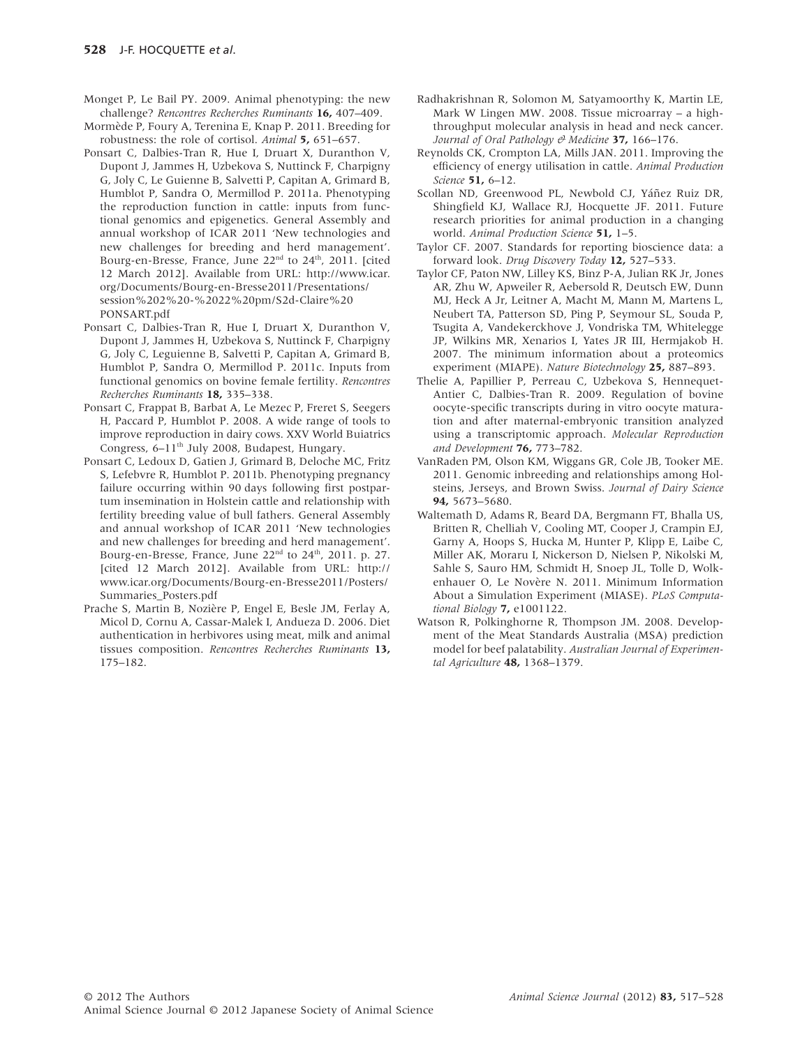Monget P, Le Bail PY. 2009. Animal phenotyping: the new challenge? *Rencontres Recherches Ruminants* **16,** 407–409.

Mormède P, Foury A, Terenina E, Knap P. 2011. Breeding for robustness: the role of cortisol. *Animal* **5,** 651–657.

Ponsart C, Dalbies-Tran R, Hue I, Druart X, Duranthon V, Dupont J, Jammes H, Uzbekova S, Nuttinck F, Charpigny G, Joly C, Le Guienne B, Salvetti P, Capitan A, Grimard B, Humblot P, Sandra O, Mermillod P. 2011a. Phenotyping the reproduction function in cattle: inputs from functional genomics and epigenetics. General Assembly and annual workshop of ICAR 2011 'New technologies and new challenges for breeding and herd management'. Bourg-en-Bresse, France, June 22nd to 24th, 2011. [cited 12 March 2012]. Available from URL: http://www.icar.org/Documents/Bourg-en-Bresse2011/Presentations/session%202%20-%2022%20pm/S2d-Claire%20PONSART.pdf

Ponsart C, Dalbies-Tran R, Hue I, Druart X, Duranthon V, Dupont J, Jammes H, Uzbekova S, Nuttinck F, Charpigny G, Joly C, Leguienne B, Salvetti P, Capitan A, Grimard B, Humblot P, Sandra O, Mermillod P. 2011c. Inputs from functional genomics on bovine female fertility. *Rencontres Recherches Ruminants* **18,** 335–338.

Ponsart C, Frappat B, Barbat A, Le Mezec P, Freret S, Seegers H, Paccard P, Humblot P. 2008. A wide range of tools to improve reproduction in dairy cows. XXV World Buiatrics Congress, 6–11th July 2008, Budapest, Hungary.

Ponsart C, Ledoux D, Gatien J, Grimard B, Deloche MC, Fritz S, Lefebvre R, Humblot P. 2011b. Phenotyping pregnancy failure occurring within 90 days following first postpartum insemination in Holstein cattle and relationship with fertility breeding value of bull fathers. General Assembly and annual workshop of ICAR 2011 'New technologies and new challenges for breeding and herd management'. Bourg-en-Bresse, France, June 22nd to 24th, 2011. p. 27. [cited 12 March 2012]. Available from URL: http://www.icar.org/Documents/Bourg-en-Bresse2011/Posters/Summaries_Posters.pdf

Prache S, Martin B, Nozière P, Engel E, Besle JM, Ferlay A, Micol D, Cornu A, Cassar-Malek I, Andueza D. 2006. Diet authentication in herbivores using meat, milk and animal tissues composition. *Rencontres Recherches Ruminants* **13,** 175–182.

Radhakrishnan R, Solomon M, Satyamoorthy K, Martin LE, Mark W Lingen MW. 2008. Tissue microarray – a high-throughput molecular analysis in head and neck cancer. *Journal of Oral Pathology & Medicine* **37,** 166–176.

Reynolds CK, Crompton LA, Mills JAN. 2011. Improving the efficiency of energy utilisation in cattle. *Animal Production Science* **51,** 6–12.

Scollan ND, Greenwood PL, Newbold CJ, Yáñez Ruiz DR, Shingfield KJ, Wallace RJ, Hocquette JF. 2011. Future research priorities for animal production in a changing world. *Animal Production Science* **51,** 1–5.

Taylor CF. 2007. Standards for reporting bioscience data: a forward look. *Drug Discovery Today* **12,** 527–533.

Taylor CF, Paton NW, Lilley KS, Binz P-A, Julian RK Jr, Jones AR, Zhu W, Apweiler R, Aebersold R, Deutsch EW, Dunn MJ, Heck A Jr, Leitner A, Macht M, Mann M, Martens L, Neubert TA, Patterson SD, Ping P, Seymour SL, Souda P, Tsugita A, Vandekerckhove J, Vondriska TM, Whitelegge JP, Wilkins MR, Xenarios I, Yates JR III, Hermjakob H. 2007. The minimum information about a proteomics experiment (MIAPE). *Nature Biotechnology* **25,** 887–893.

Thelie A, Papillier P, Perreau C, Uzbekova S, Hennequet-Antier C, Dalbies-Tran R. 2009. Regulation of bovine oocyte-specific transcripts during in vitro oocyte maturation and after maternal-embryonic transition analyzed using a transcriptomic approach. *Molecular Reproduction and Development* **76,** 773–782.

VanRaden PM, Olson KM, Wiggans GR, Cole JB, Tooker ME. 2011. Genomic inbreeding and relationships among Holsteins, Jerseys, and Brown Swiss. *Journal of Dairy Science* **94,** 5673–5680.

Waltemath D, Adams R, Beard DA, Bergmann FT, Bhalla US, Britten R, Chelliah V, Cooling MT, Cooper J, Crampin EJ, Garny A, Hoops S, Hucka M, Hunter P, Klipp E, Laibe C, Miller AK, Moraru I, Nickerson D, Nielsen P, Nikolski M, Sahle S, Sauro HM, Schmidt H, Snoep JL, Tolle D, Wolkenhauer O, Le Novère N. 2011. Minimum Information About a Simulation Experiment (MIASE). *PLoS Computational Biology* **7,** e1001122.

Watson R, Polkinghorne R, Thompson JM. 2008. Development of the Meat Standards Australia (MSA) prediction model for beef palatability. *Australian Journal of Experimental Agriculture* **48,** 1368–1379.